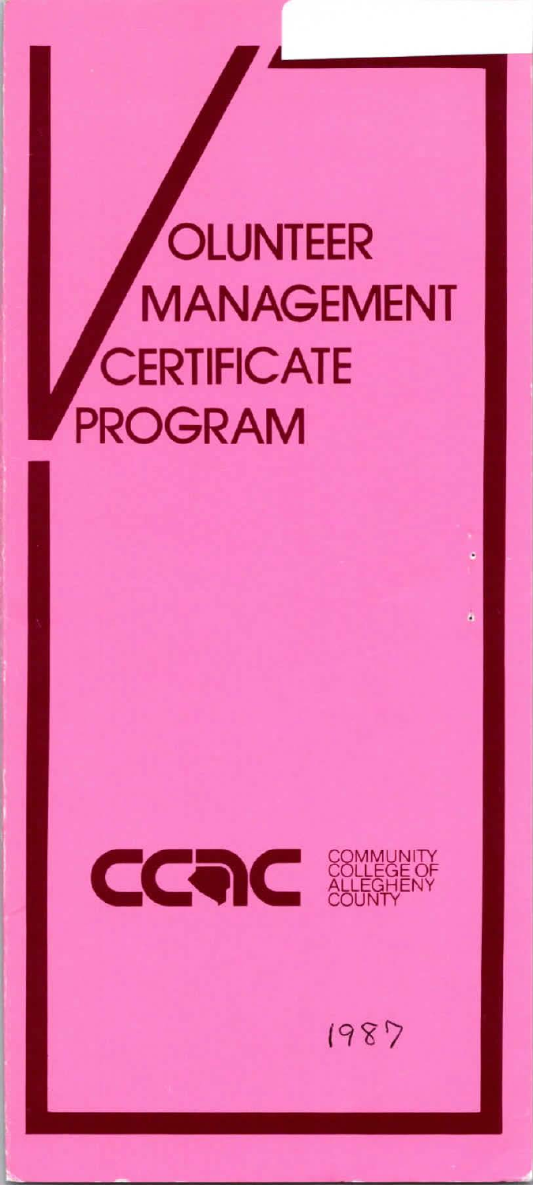# VOLUNTEER MANAGEMENT CERTIFICATE PROGRAM

CCAC COMMUNITY COLLEGE OF ALLEGHENY COUNTY

1987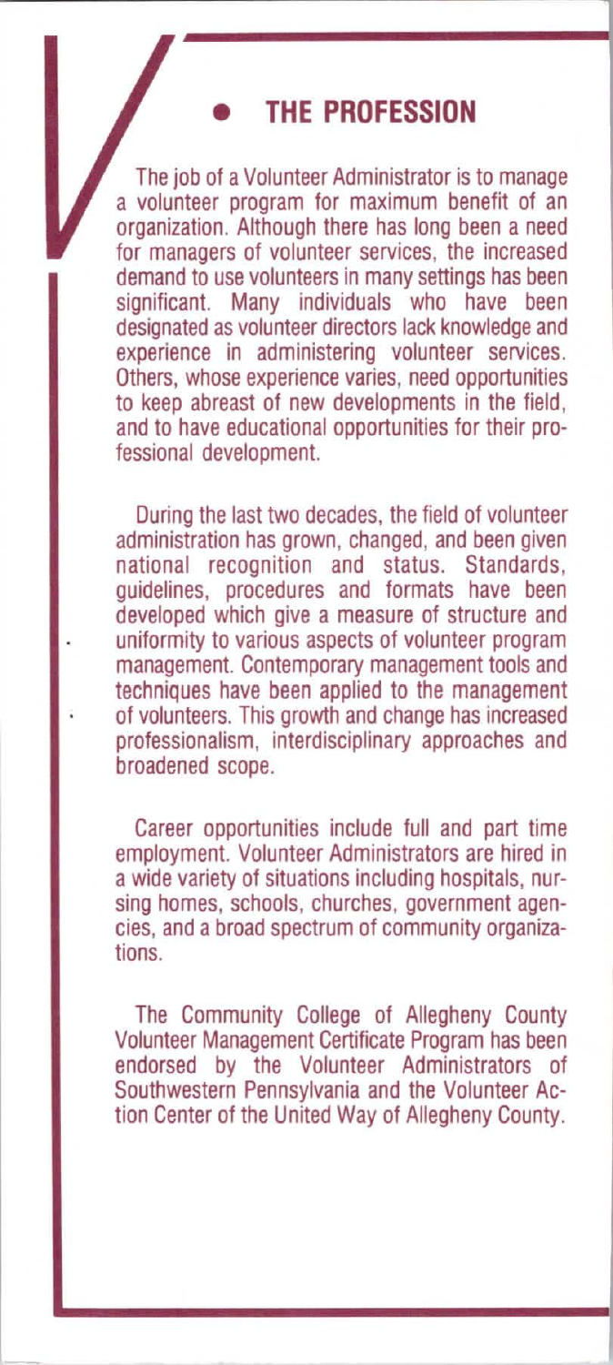## THE PROFESSION

The job of a Volunteer Administrator is to manage a volunteer program for maximum benefit of an organization. Although there has long been a need for managers of volunteer services, the increased demand to use volunteers in many settings has been significant. Many individuals who have been designated as volunteer directors lack knowledge and experience in administering volunteer services. Others, whose experience varies, need opportunities to keep abreast of new developments in the field, and to have educational opportunities for their professional development.

During the last two decades, the field of volunteer administration has grown, changed, and been given national recognition and status. Standards, guidelines, procedures and formats have been developed which give a measure of structure and uniformity to various aspects of volunteer program management. Contemporary management tools and techniques have been applied to the management of volunteers. This growth and change has increased professionalism, interdisciplinary approaches and broadened scope.

Career opportunities include full and part time employment. Volunteer Administrators are hired in a wide variety of situations including hospitals, nursing homes, schools, churches, government agencies, and a broad spectrum of community organizations.

The Community College of Allegheny County Volunteer Management Certificate Program has been endorsed by the Volunteer Administrators of Southwestern Pennsylvania and the Volunteer Action Center of the United Way of Allegheny County.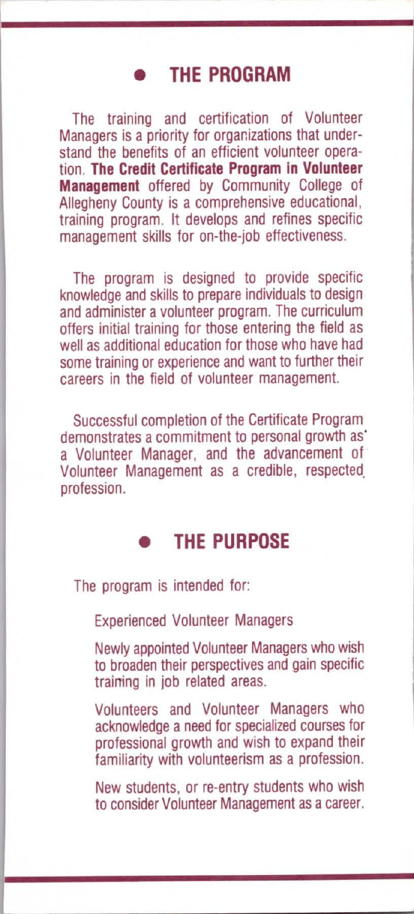## THE PROGRAM

The training and certification of Volunteer Managers is a priority for organizations that understand the benefits of an efficient volunteer operation. **The Credit Certificate Program in Volunteer Management** offered by Community College of Allegheny County is a comprehensive educational, training program. It develops and refines specific management skills for on-the-job effectiveness.

The program is designed to provide specific knowledge and skills to prepare individuals to design and administer a volunteer program. The curriculum offers initial training for those entering the field as well as additional education for those who have had some training or experience and want to further their careers in the field of volunteer management.

Successful completion of the Certificate Program demonstrates a commitment to personal growth as a Volunteer Manager, and the advancement of Volunteer Management as a credible, respected profession.

## THE PURPOSE

The program is intended for:

Experienced Volunteer Managers

Newly appointed Volunteer Managers who wish to broaden their perspectives and gain specific training in job related areas.

Volunteers and Volunteer Managers who acknowledge a need for specialized courses for professional growth and wish to expand their familiarity with volunteerism as a profession.

New students, or re-entry students who wish to consider Volunteer Management as a career.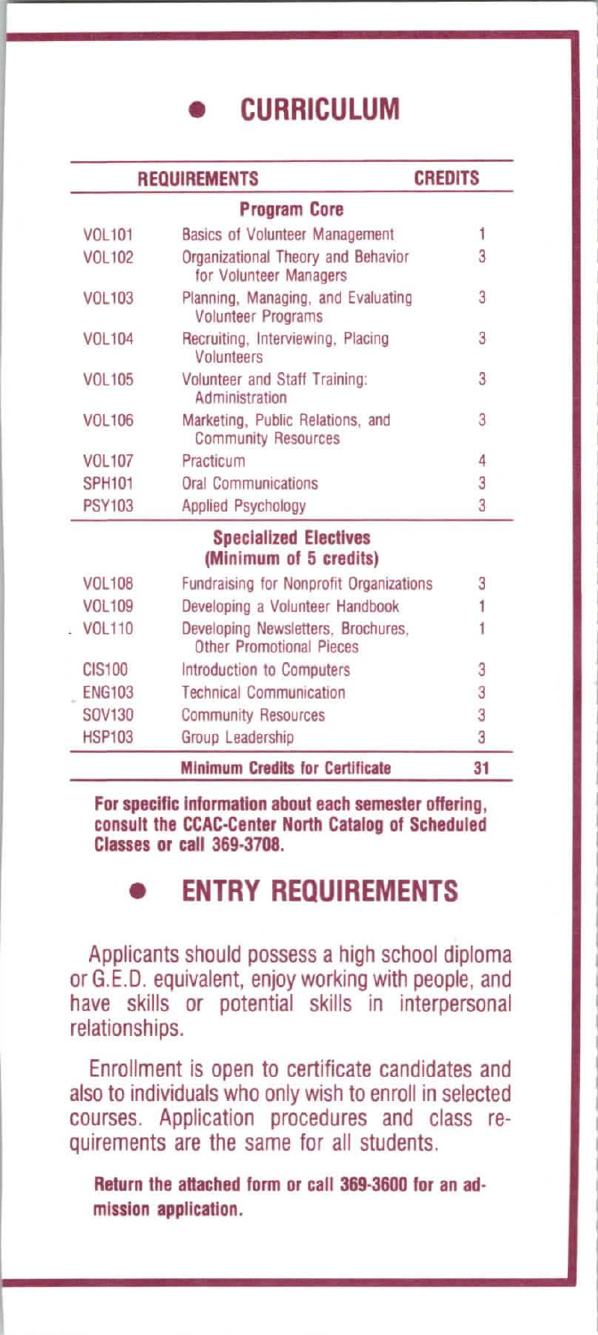## CURRICULUM

| REQUIREMENTS | | CREDITS |
|---|---|---|
| **Program Core** | | |
| VOL101 | Basics of Volunteer Management | 1 |
| VOL102 | Organizational Theory and Behavior for Volunteer Managers | 3 |
| VOL103 | Planning, Managing, and Evaluating Volunteer Programs | 3 |
| VOL104 | Recruiting, Interviewing, Placing Volunteers | 3 |
| VOL105 | Volunteer and Staff Training: Administration | 3 |
| VOL106 | Marketing, Public Relations, and Community Resources | 3 |
| VOL107 | Practicum | 4 |
| SPH101 | Oral Communications | 3 |
| PSY103 | Applied Psychology | 3 |
| **Specialized Electives (Minimum of 5 credits)** | | |
| VOL108 | Fundraising for Nonprofit Organizations | 3 |
| VOL109 | Developing a Volunteer Handbook | 1 |
| VOL110 | Developing Newsletters, Brochures, Other Promotional Pieces | 1 |
| CIS100 | Introduction to Computers | 3 |
| ENG103 | Technical Communication | 3 |
| SOV130 | Community Resources | 3 |
| HSP103 | Group Leadership | 3 |
| | **Minimum Credits for Certificate** | **31** |

**For specific information about each semester offering, consult the CCAC-Center North Catalog of Scheduled Classes or call 369-3708.**

## ENTRY REQUIREMENTS

Applicants should possess a high school diploma or G.E.D. equivalent, enjoy working with people, and have skills or potential skills in interpersonal relationships.

Enrollment is open to certificate candidates and also to individuals who only wish to enroll in selected courses. Application procedures and class requirements are the same for all students.

**Return the attached form or call 369-3600 for an admission application.**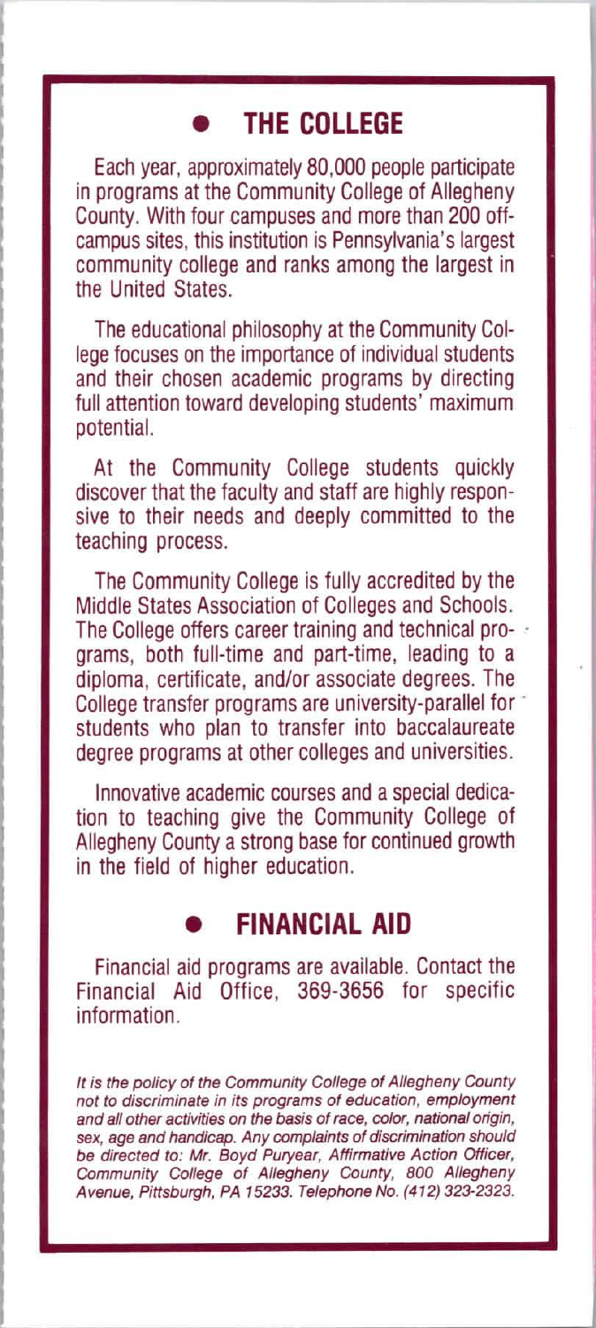## THE COLLEGE

Each year, approximately 80,000 people participate in programs at the Community College of Allegheny County. With four campuses and more than 200 off-campus sites, this institution is Pennsylvania's largest community college and ranks among the largest in the United States.

The educational philosophy at the Community College focuses on the importance of individual students and their chosen academic programs by directing full attention toward developing students' maximum potential.

At the Community College students quickly discover that the faculty and staff are highly responsive to their needs and deeply committed to the teaching process.

The Community College is fully accredited by the Middle States Association of Colleges and Schools. The College offers career training and technical programs, both full-time and part-time, leading to a diploma, certificate, and/or associate degrees. The College transfer programs are university-parallel for students who plan to transfer into baccalaureate degree programs at other colleges and universities.

Innovative academic courses and a special dedication to teaching give the Community College of Allegheny County a strong base for continued growth in the field of higher education.

## FINANCIAL AID

Financial aid programs are available. Contact the Financial Aid Office, 369-3656 for specific information.

*It is the policy of the Community College of Allegheny County not to discriminate in its programs of education, employment and all other activities on the basis of race, color, national origin, sex, age and handicap. Any complaints of discrimination should be directed to: Mr. Boyd Puryear, Affirmative Action Officer, Community College of Allegheny County, 800 Allegheny Avenue, Pittsburgh, PA 15233. Telephone No. (412) 323-2323.*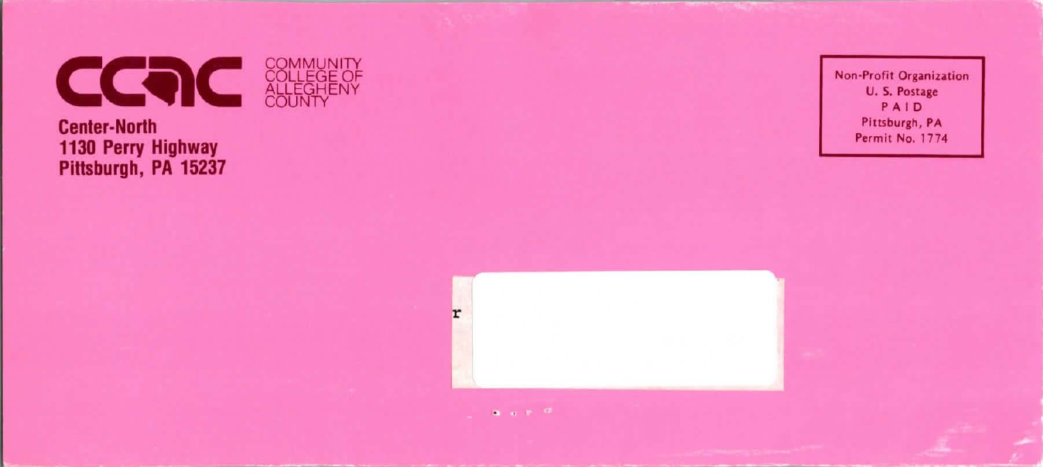CCAC COMMUNITY COLLEGE OF ALLEGHENY COUNTY

**Center-North**
**1130 Perry Highway**
**Pittsburgh, PA 15237**

Non-Profit Organization
U. S. Postage
PAID
Pittsburgh, PA
Permit No. 1774

r